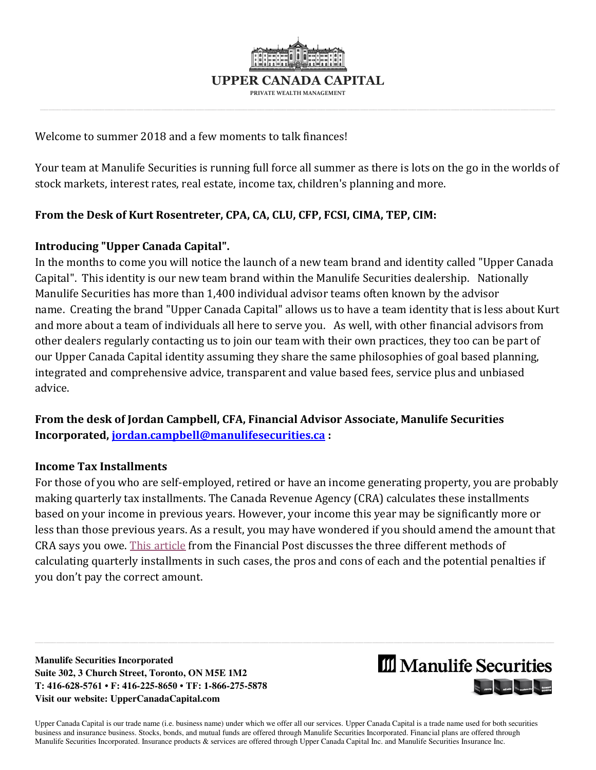# UPPER CANADA CAPITAL

PRIVATE WEALTH MANAGEMENT

Welcome to summer 2018 and a few moments to talk finances!

Your team at Manulife Securities is running full force all summer as there is lots on the go in the worlds of stock markets, interest rates, real estate, income tax, children's planning and more.

**From the Desk of Kurt Rosentreter, CPA, CA, CLU, CFP, FCSI, CIMA, TEP, CIM:**

**Introducing "Upper Canada Capital".**

In the months to come you will notice the launch of a new team brand and identity called "Upper Canada Capital". This identity is our new team brand within the Manulife Securities dealership. Nationally Manulife Securities has more than 1,400 individual advisor teams often known by the advisor name. Creating the brand "Upper Canada Capital" allows us to have a team identity that is less about Kurt and more about a team of individuals all here to serve you. As well, with other financial advisors from other dealers regularly contacting us to join our team with their own practices, they too can be part of our Upper Canada Capital identity assuming they share the same philosophies of goal based planning, integrated and comprehensive advice, transparent and value based fees, service plus and unbiased advice.

**From the desk of Jordan Campbell, CFA, Financial Advisor Associate, Manulife Securities Incorporated, jordan.campbell@manulifesecurities.ca :**

**Income Tax Installments**

For those of you who are self-employed, retired or have an income generating property, you are probably making quarterly tax installments. The Canada Revenue Agency (CRA) calculates these installments based on your income in previous years. However, your income this year may be significantly more or less than those previous years. As a result, you may have wondered if you should amend the amount that CRA says you owe. This article from the Financial Post discusses the three different methods of calculating quarterly installments in such cases, the pros and cons of each and the potential penalties if you don't pay the correct amount.

**Manulife Securities Incorporated**
**Suite 302, 3 Church Street, Toronto, ON M5E 1M2**
**T: 416-628-5761 • F: 416-225-8650 • TF: 1-866-275-5878**
**Visit our website: UpperCanadaCapital.com**

Manulife Securities

Upper Canada Capital is our trade name (i.e. business name) under which we offer all our services. Upper Canada Capital is a trade name used for both securities business and insurance business. Stocks, bonds, and mutual funds are offered through Manulife Securities Incorporated. Financial plans are offered through Manulife Securities Incorporated. Insurance products & services are offered through Upper Canada Capital Inc. and Manulife Securities Insurance Inc.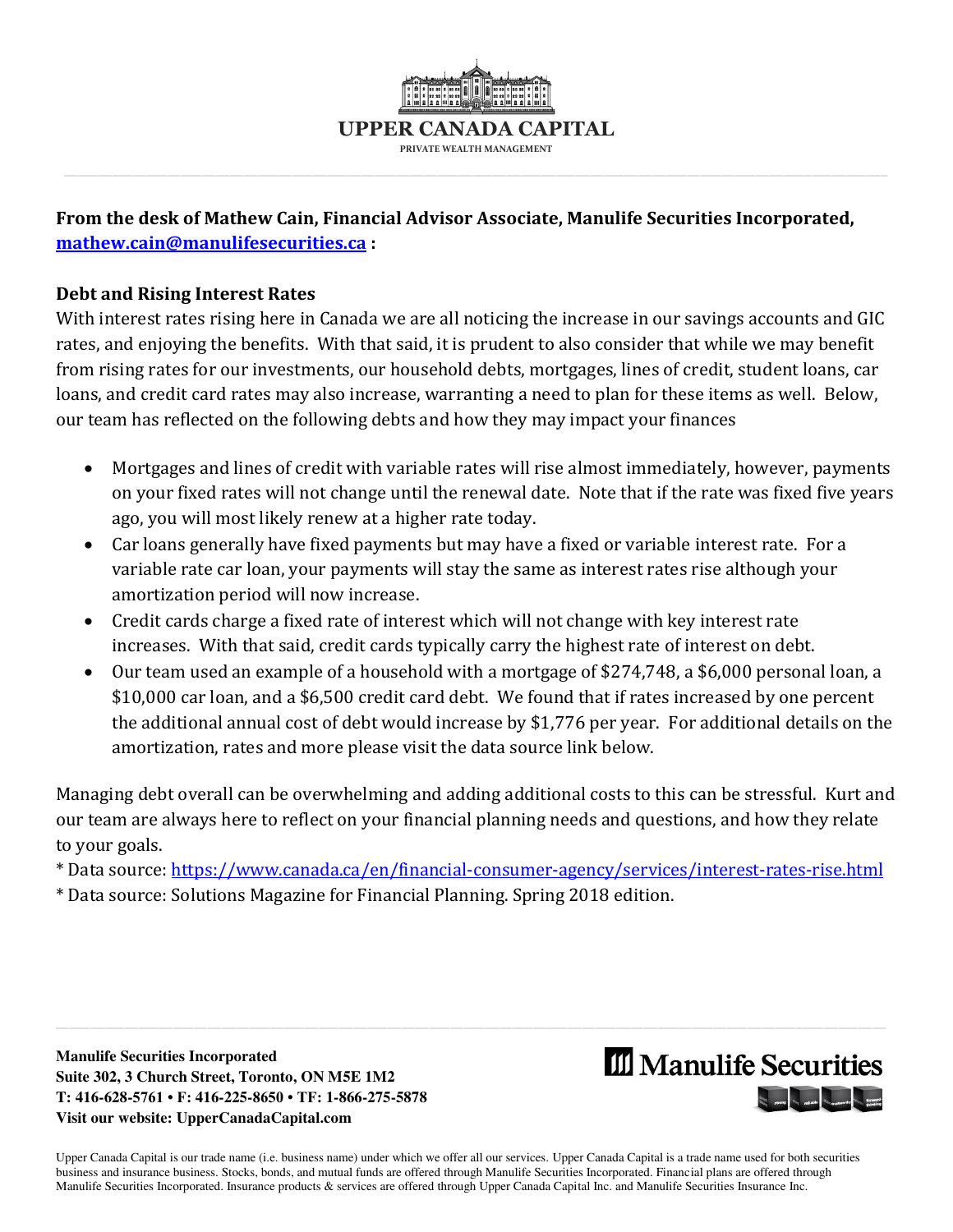**UPPER CANADA CAPITAL**

PRIVATE WEALTH MANAGEMENT

**From the desk of Mathew Cain, Financial Advisor Associate, Manulife Securities Incorporated, [mathew.cain@manulifesecurities.ca](mailto:mathew.cain@manulifesecurities.ca) :**

### Debt and Rising Interest Rates

With interest rates rising here in Canada we are all noticing the increase in our savings accounts and GIC rates, and enjoying the benefits. With that said, it is prudent to also consider that while we may benefit from rising rates for our investments, our household debts, mortgages, lines of credit, student loans, car loans, and credit card rates may also increase, warranting a need to plan for these items as well. Below, our team has reflected on the following debts and how they may impact your finances

- Mortgages and lines of credit with variable rates will rise almost immediately, however, payments on your fixed rates will not change until the renewal date. Note that if the rate was fixed five years ago, you will most likely renew at a higher rate today.
- Car loans generally have fixed payments but may have a fixed or variable interest rate. For a variable rate car loan, your payments will stay the same as interest rates rise although your amortization period will now increase.
- Credit cards charge a fixed rate of interest which will not change with key interest rate increases. With that said, credit cards typically carry the highest rate of interest on debt.
- Our team used an example of a household with a mortgage of $274,748, a $6,000 personal loan, a $10,000 car loan, and a $6,500 credit card debt. We found that if rates increased by one percent the additional annual cost of debt would increase by $1,776 per year. For additional details on the amortization, rates and more please visit the data source link below.

Managing debt overall can be overwhelming and adding additional costs to this can be stressful. Kurt and our team are always here to reflect on your financial planning needs and questions, and how they relate to your goals.

* Data source: [https://www.canada.ca/en/financial-consumer-agency/services/interest-rates-rise.html](https://www.canada.ca/en/financial-consumer-agency/services/interest-rates-rise.html)
* Data source: Solutions Magazine for Financial Planning. Spring 2018 edition.

**Manulife Securities Incorporated**
**Suite 302, 3 Church Street, Toronto, ON M5E 1M2**
**T: 416-628-5761 • F: 416-225-8650 • TF: 1-866-275-5878**
**Visit our website: UpperCanadaCapital.com**

Manulife Securities

Upper Canada Capital is our trade name (i.e. business name) under which we offer all our services. Upper Canada Capital is a trade name used for both securities business and insurance business. Stocks, bonds, and mutual funds are offered through Manulife Securities Incorporated. Financial plans are offered through Manulife Securities Incorporated. Insurance products & services are offered through Upper Canada Capital Inc. and Manulife Securities Insurance Inc.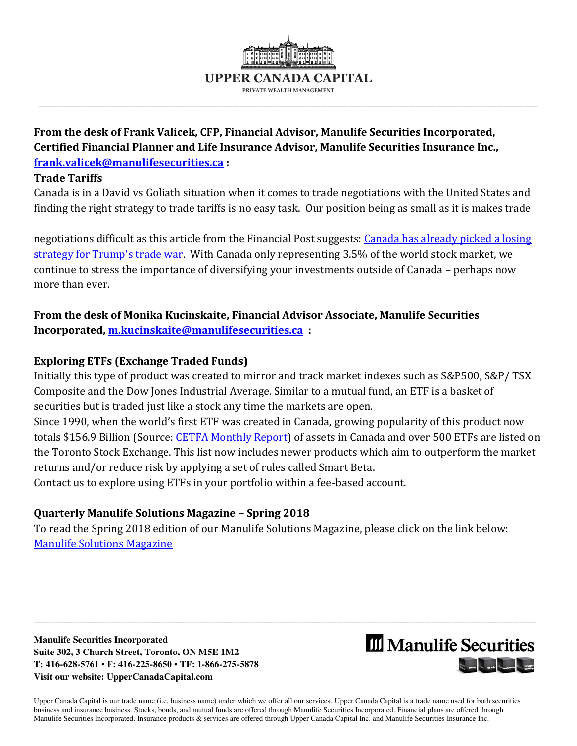**UPPER CANADA CAPITAL**

PRIVATE WEALTH MANAGEMENT

**From the desk of Frank Valicek, CFP, Financial Advisor, Manulife Securities Incorporated, Certified Financial Planner and Life Insurance Advisor, Manulife Securities Insurance Inc., [frank.valicek@manulifesecurities.ca](mailto:frank.valicek@manulifesecurities.ca) :**

**Trade Tariffs**

Canada is in a David vs Goliath situation when it comes to trade negotiations with the United States and finding the right strategy to trade tariffs is no easy task. Our position being as small as it is makes trade negotiations difficult as this article from the Financial Post suggests: [Canada has already picked a losing strategy for Trump's trade war](). With Canada only representing 3.5% of the world stock market, we continue to stress the importance of diversifying your investments outside of Canada – perhaps now more than ever.

**From the desk of Monika Kucinskaite, Financial Advisor Associate, Manulife Securities Incorporated, [m.kucinskaite@manulifesecurities.ca](mailto:m.kucinskaite@manulifesecurities.ca) :**

**Exploring ETFs (Exchange Traded Funds)**

Initially this type of product was created to mirror and track market indexes such as S&P500, S&P/ TSX Composite and the Dow Jones Industrial Average. Similar to a mutual fund, an ETF is a basket of securities but is traded just like a stock any time the markets are open.

Since 1990, when the world's first ETF was created in Canada, growing popularity of this product now totals $156.9 Billion (Source: [CETFA Monthly Report]()) of assets in Canada and over 500 ETFs are listed on the Toronto Stock Exchange. This list now includes newer products which aim to outperform the market returns and/or reduce risk by applying a set of rules called Smart Beta.

Contact us to explore using ETFs in your portfolio within a fee-based account.

**Quarterly Manulife Solutions Magazine – Spring 2018**

To read the Spring 2018 edition of our Manulife Solutions Magazine, please click on the link below:
[Manulife Solutions Magazine]()

**Manulife Securities Incorporated**
**Suite 302, 3 Church Street, Toronto, ON M5E 1M2**
**T: 416-628-5761 • F: 416-225-8650 • TF: 1-866-275-5878**
**Visit our website: UpperCanadaCapital.com**

Manulife Securities

Upper Canada Capital is our trade name (i.e. business name) under which we offer all our services. Upper Canada Capital is a trade name used for both securities business and insurance business. Stocks, bonds, and mutual funds are offered through Manulife Securities Incorporated. Financial plans are offered through Manulife Securities Incorporated. Insurance products & services are offered through Upper Canada Capital Inc. and Manulife Securities Insurance Inc.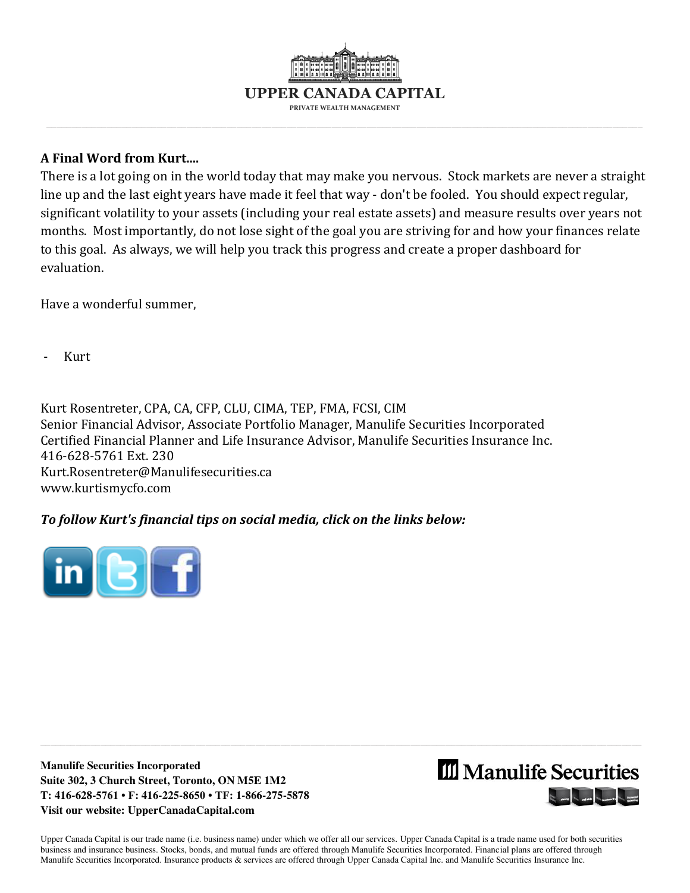# UPPER CANADA CAPITAL

PRIVATE WEALTH MANAGEMENT

**A Final Word from Kurt....**

There is a lot going on in the world today that may make you nervous. Stock markets are never a straight line up and the last eight years have made it feel that way - don't be fooled. You should expect regular, significant volatility to your assets (including your real estate assets) and measure results over years not months. Most importantly, do not lose sight of the goal you are striving for and how your finances relate to this goal. As always, we will help you track this progress and create a proper dashboard for evaluation.

Have a wonderful summer,

- Kurt

Kurt Rosentreter, CPA, CA, CFP, CLU, CIMA, TEP, FMA, FCSI, CIM
Senior Financial Advisor, Associate Portfolio Manager, Manulife Securities Incorporated
Certified Financial Planner and Life Insurance Advisor, Manulife Securities Insurance Inc.
416-628-5761 Ext. 230
Kurt.Rosentreter@Manulifesecurities.ca
www.kurtismycfo.com

***To follow Kurt's financial tips on social media, click on the links below:***

**Manulife Securities Incorporated**
**Suite 302, 3 Church Street, Toronto, ON M5E 1M2**
**T: 416-628-5761 • F: 416-225-8650 • TF: 1-866-275-5878**
**Visit our website: UpperCanadaCapital.com**

Manulife Securities

Upper Canada Capital is our trade name (i.e. business name) under which we offer all our services. Upper Canada Capital is a trade name used for both securities business and insurance business. Stocks, bonds, and mutual funds are offered through Manulife Securities Incorporated. Financial plans are offered through Manulife Securities Incorporated. Insurance products & services are offered through Upper Canada Capital Inc. and Manulife Securities Insurance Inc.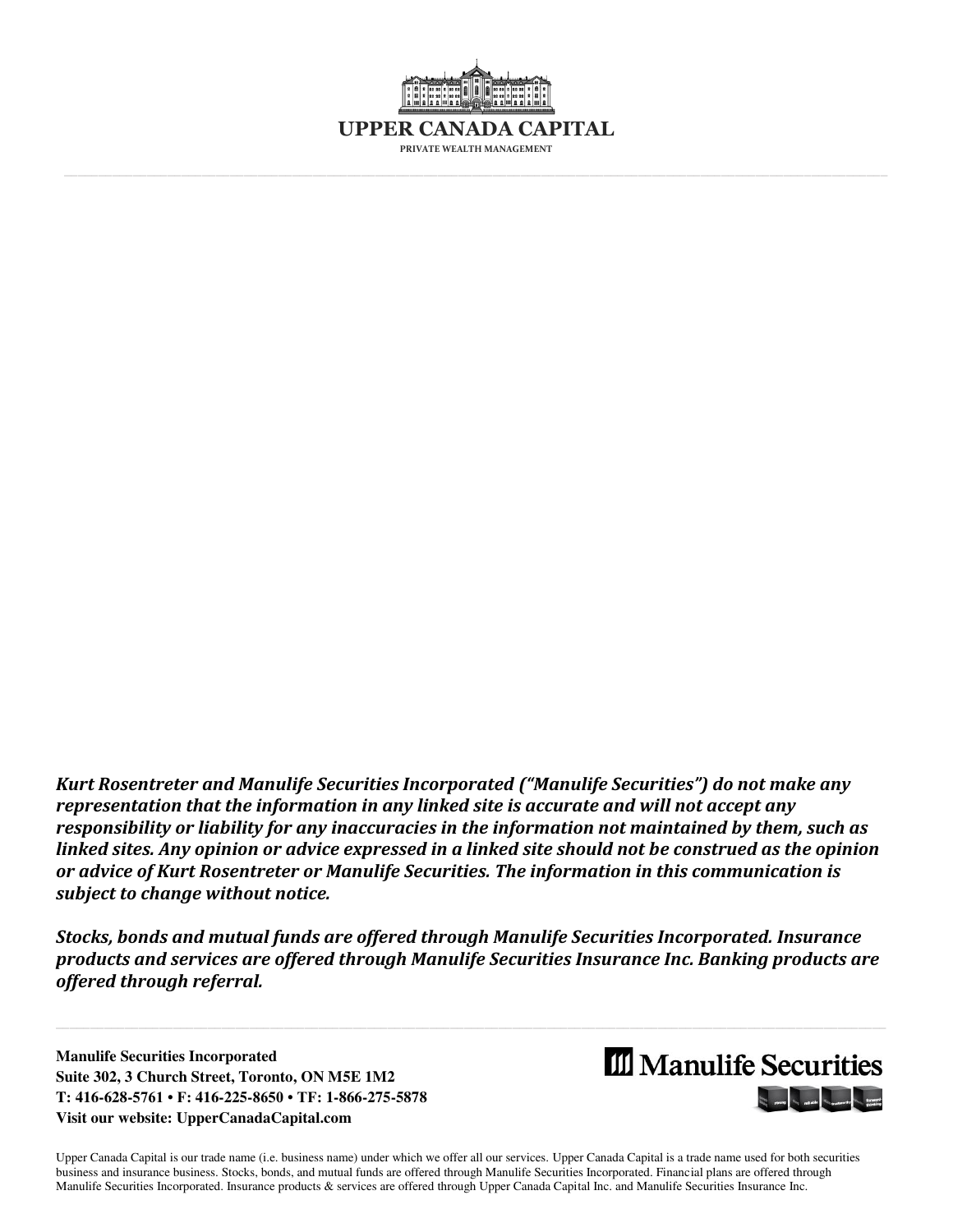UPPER CANADA CAPITAL

PRIVATE WEALTH MANAGEMENT

*Kurt Rosentreter and Manulife Securities Incorporated ("Manulife Securities") do not make any representation that the information in any linked site is accurate and will not accept any responsibility or liability for any inaccuracies in the information not maintained by them, such as linked sites. Any opinion or advice expressed in a linked site should not be construed as the opinion or advice of Kurt Rosentreter or Manulife Securities. The information in this communication is subject to change without notice.*

*Stocks, bonds and mutual funds are offered through Manulife Securities Incorporated. Insurance products and services are offered through Manulife Securities Insurance Inc. Banking products are offered through referral.*

**Manulife Securities Incorporated**
**Suite 302, 3 Church Street, Toronto, ON M5E 1M2**
**T: 416-628-5761 • F: 416-225-8650 • TF: 1-866-275-5878**
**Visit our website: UpperCanadaCapital.com**

Manulife Securities

Upper Canada Capital is our trade name (i.e. business name) under which we offer all our services. Upper Canada Capital is a trade name used for both securities business and insurance business. Stocks, bonds, and mutual funds are offered through Manulife Securities Incorporated. Financial plans are offered through Manulife Securities Incorporated. Insurance products & services are offered through Upper Canada Capital Inc. and Manulife Securities Insurance Inc.